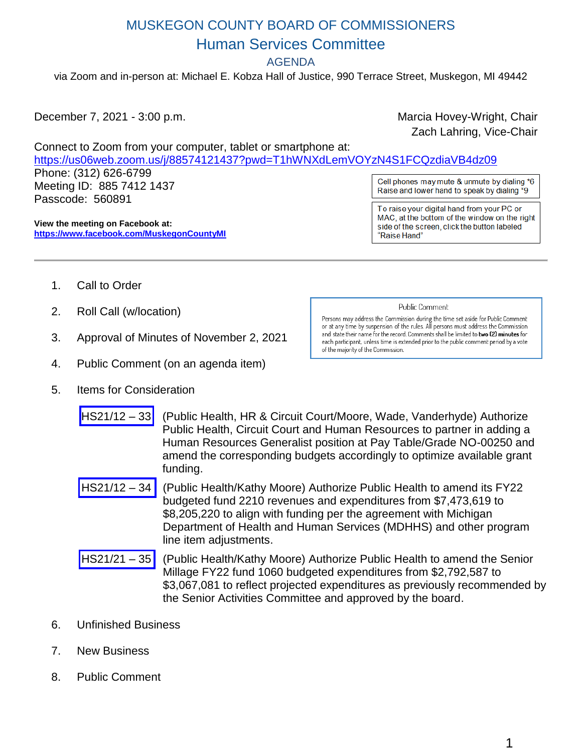# MUSKEGON COUNTY BOARD OF COMMISSIONERS

## Human Services Committee

### AGENDA

via Zoom and in-person at: Michael E. Kobza Hall of Justice, 990 Terrace Street, Muskegon, MI 49442

December 7, 2021 - 3:00 p.m.

Marcia Hovey-Wright, Chair
Zach Lahring, Vice-Chair

Connect to Zoom from your computer, tablet or smartphone at:
https://us06web.zoom.us/j/88574121437?pwd=T1hWNXdLemVOYzN4S1FCQzdiaVB4dz09

Phone: (312) 626-6799
Meeting ID: 885 7412 1437
Passcode: 560891

Cell phones may mute & unmute by dialing *6
Raise and lower hand to speak by dialing *9

To raise your digital hand from your PC or MAC, at the bottom of the window on the right side of the screen, click the button labeled "Raise Hand"

**View the meeting on Facebook at:**
**https://www.facebook.com/MuskegonCountyMI**

---

1. Call to Order
2. Roll Call (w/location)
3. Approval of Minutes of November 2, 2021
4. Public Comment (on an agenda item)

> Public Comment
>
> Persons may address the Commission during the time set aside for Public Comment or at any time by suspension of the rules. All persons must address the Commission and state their name for the record. Comments shall be limited to **two (2) minutes** for each participant, unless time is extended prior to the public comment period by a vote of the majority of the Commission.

5. Items for Consideration

   HS21/12 – 33 (Public Health, HR & Circuit Court/Moore, Wade, Vanderhyde) Authorize Public Health, Circuit Court and Human Resources to partner in adding a Human Resources Generalist position at Pay Table/Grade NO-00250 and amend the corresponding budgets accordingly to optimize available grant funding.

   HS21/12 – 34 (Public Health/Kathy Moore) Authorize Public Health to amend its FY22 budgeted fund 2210 revenues and expenditures from $7,473,619 to $8,205,220 to align with funding per the agreement with Michigan Department of Health and Human Services (MDHHS) and other program line item adjustments.

   HS21/21 – 35 (Public Health/Kathy Moore) Authorize Public Health to amend the Senior Millage FY22 fund 1060 budgeted expenditures from $2,792,587 to $3,067,081 to reflect projected expenditures as previously recommended by the Senior Activities Committee and approved by the board.

6. Unfinished Business
7. New Business
8. Public Comment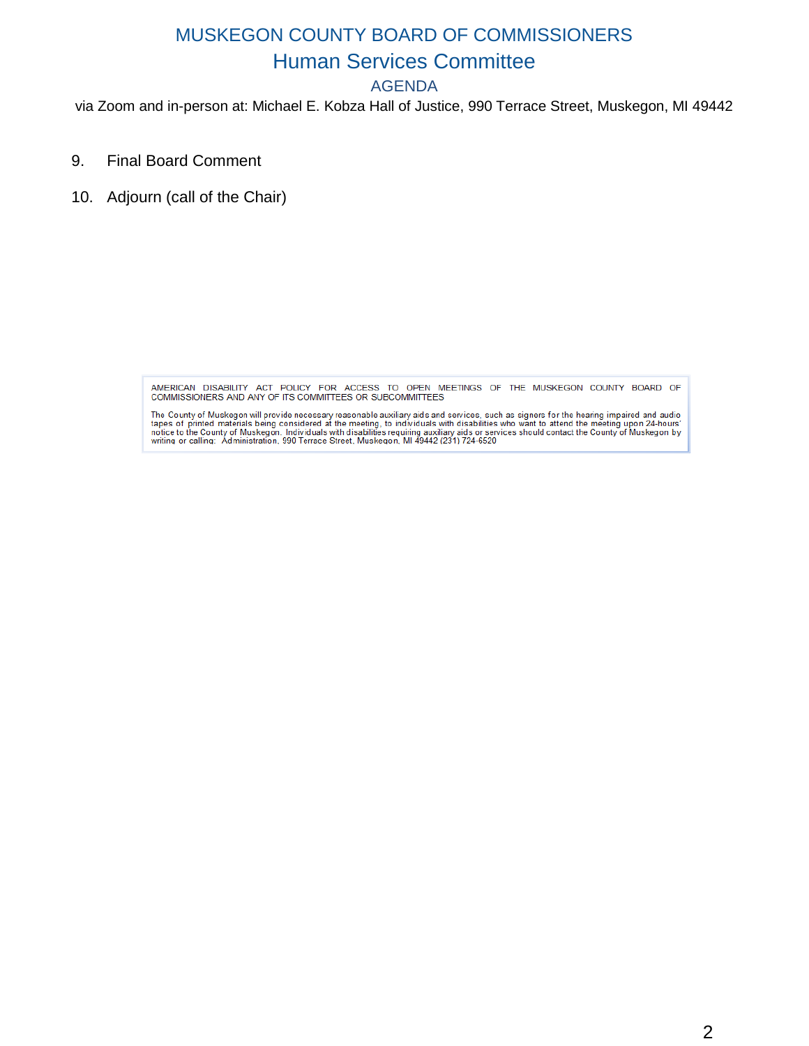# MUSKEGON COUNTY BOARD OF COMMISSIONERS

## Human Services Committee

### AGENDA

via Zoom and in-person at: Michael E. Kobza Hall of Justice, 990 Terrace Street, Muskegon, MI 49442

9. Final Board Comment

10. Adjourn (call of the Chair)

AMERICAN DISABILITY ACT POLICY FOR ACCESS TO OPEN MEETINGS OF THE MUSKEGON COUNTY BOARD OF COMMISSIONERS AND ANY OF ITS COMMITTEES OR SUBCOMMITTEES

The County of Muskegon will provide necessary reasonable auxiliary aids and services, such as signers for the hearing impaired and audio tapes of printed materials being considered at the meeting, to individuals with disabilities who want to attend the meeting upon 24-hours' notice to the County of Muskegon. Individuals with disabilities requiring auxiliary aids or services should contact the County of Muskegon by writing or calling: Administration, 990 Terrace Street, Muskegon, MI 49442 (231) 724-6520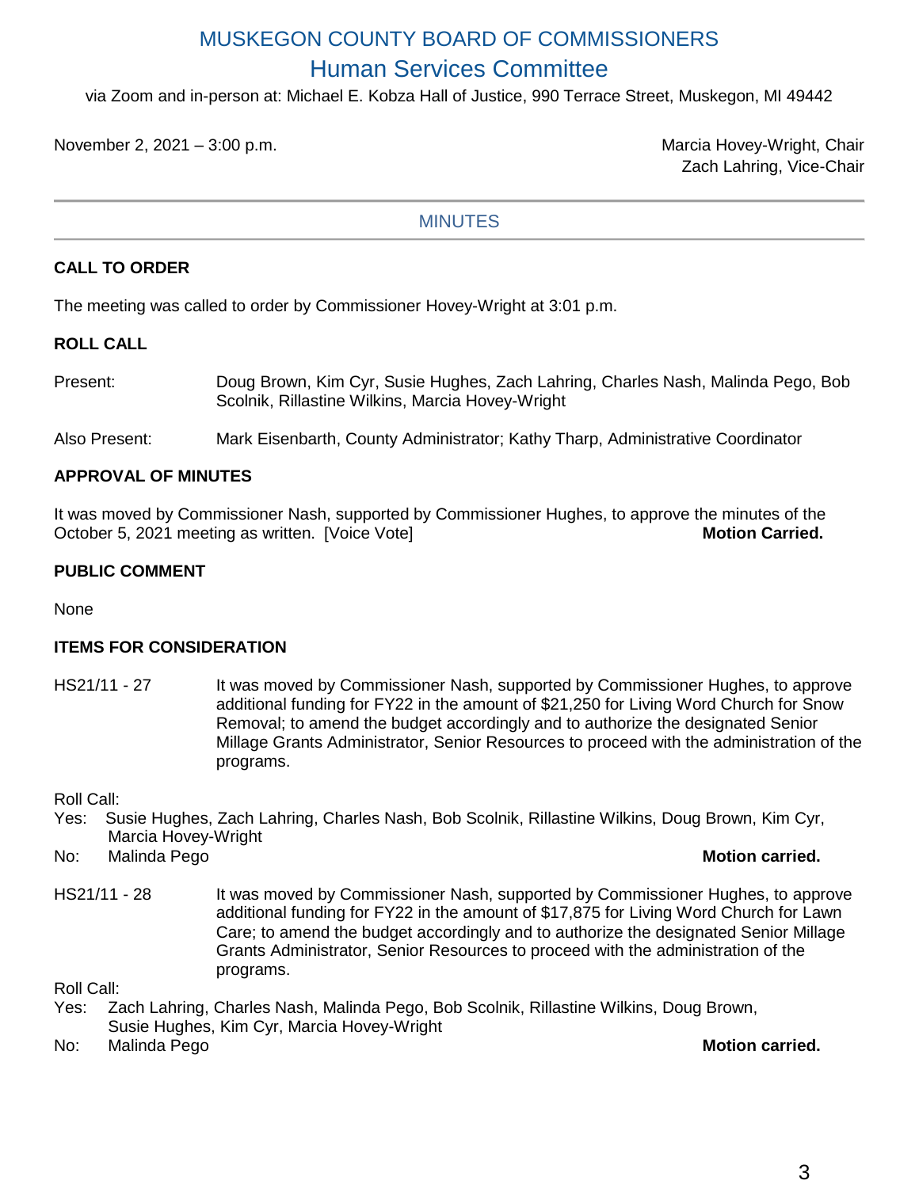# MUSKEGON COUNTY BOARD OF COMMISSIONERS

## Human Services Committee

via Zoom and in-person at: Michael E. Kobza Hall of Justice, 990 Terrace Street, Muskegon, MI 49442

November 2, 2021 – 3:00 p.m.

Marcia Hovey-Wright, Chair
Zach Lahring, Vice-Chair

---

## MINUTES

---

### CALL TO ORDER

The meeting was called to order by Commissioner Hovey-Wright at 3:01 p.m.

### ROLL CALL

Present: Doug Brown, Kim Cyr, Susie Hughes, Zach Lahring, Charles Nash, Malinda Pego, Bob Scolnik, Rillastine Wilkins, Marcia Hovey-Wright

Also Present: Mark Eisenbarth, County Administrator; Kathy Tharp, Administrative Coordinator

### APPROVAL OF MINUTES

It was moved by Commissioner Nash, supported by Commissioner Hughes, to approve the minutes of the October 5, 2021 meeting as written. [Voice Vote] **Motion Carried.**

### PUBLIC COMMENT

None

### ITEMS FOR CONSIDERATION

HS21/11 - 27 It was moved by Commissioner Nash, supported by Commissioner Hughes, to approve additional funding for FY22 in the amount of $21,250 for Living Word Church for Snow Removal; to amend the budget accordingly and to authorize the designated Senior Millage Grants Administrator, Senior Resources to proceed with the administration of the programs.

Roll Call:
Yes: Susie Hughes, Zach Lahring, Charles Nash, Bob Scolnik, Rillastine Wilkins, Doug Brown, Kim Cyr, Marcia Hovey-Wright
No: Malinda Pego **Motion carried.**

HS21/11 - 28 It was moved by Commissioner Nash, supported by Commissioner Hughes, to approve additional funding for FY22 in the amount of $17,875 for Living Word Church for Lawn Care; to amend the budget accordingly and to authorize the designated Senior Millage Grants Administrator, Senior Resources to proceed with the administration of the programs.

Roll Call:
Yes: Zach Lahring, Charles Nash, Malinda Pego, Bob Scolnik, Rillastine Wilkins, Doug Brown, Susie Hughes, Kim Cyr, Marcia Hovey-Wright
No: Malinda Pego **Motion carried.**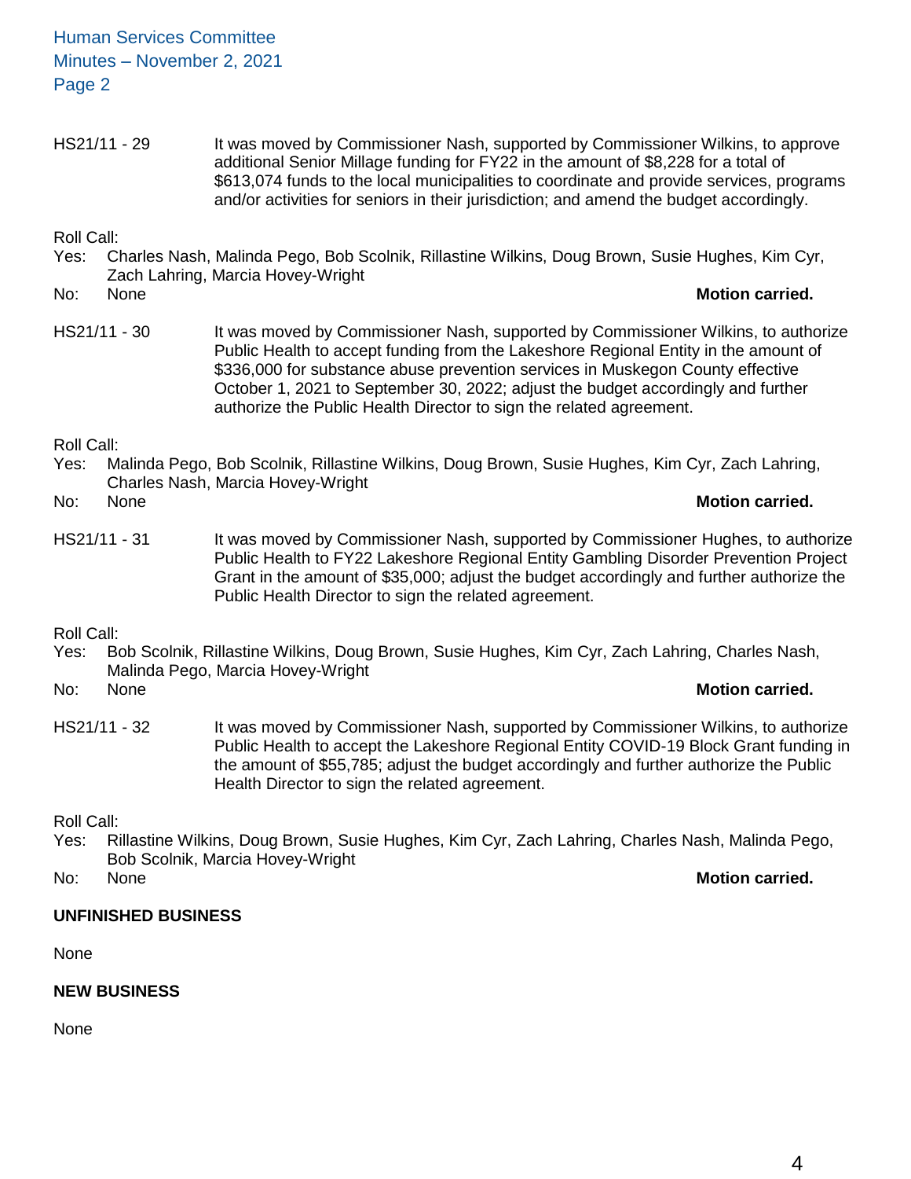HS21/11 - 29 It was moved by Commissioner Nash, supported by Commissioner Wilkins, to approve additional Senior Millage funding for FY22 in the amount of $8,228 for a total of $613,074 funds to the local municipalities to coordinate and provide services, programs and/or activities for seniors in their jurisdiction; and amend the budget accordingly.

Roll Call:
Yes: Charles Nash, Malinda Pego, Bob Scolnik, Rillastine Wilkins, Doug Brown, Susie Hughes, Kim Cyr, Zach Lahring, Marcia Hovey-Wright
No: None **Motion carried.**

HS21/11 - 30 It was moved by Commissioner Nash, supported by Commissioner Wilkins, to authorize Public Health to accept funding from the Lakeshore Regional Entity in the amount of $336,000 for substance abuse prevention services in Muskegon County effective October 1, 2021 to September 30, 2022; adjust the budget accordingly and further authorize the Public Health Director to sign the related agreement.

Roll Call:
Yes: Malinda Pego, Bob Scolnik, Rillastine Wilkins, Doug Brown, Susie Hughes, Kim Cyr, Zach Lahring, Charles Nash, Marcia Hovey-Wright
No: None **Motion carried.**

HS21/11 - 31 It was moved by Commissioner Nash, supported by Commissioner Hughes, to authorize Public Health to FY22 Lakeshore Regional Entity Gambling Disorder Prevention Project Grant in the amount of $35,000; adjust the budget accordingly and further authorize the Public Health Director to sign the related agreement.

Roll Call:
Yes: Bob Scolnik, Rillastine Wilkins, Doug Brown, Susie Hughes, Kim Cyr, Zach Lahring, Charles Nash, Malinda Pego, Marcia Hovey-Wright
No: None **Motion carried.**

HS21/11 - 32 It was moved by Commissioner Nash, supported by Commissioner Wilkins, to authorize Public Health to accept the Lakeshore Regional Entity COVID-19 Block Grant funding in the amount of $55,785; adjust the budget accordingly and further authorize the Public Health Director to sign the related agreement.

Roll Call:
Yes: Rillastine Wilkins, Doug Brown, Susie Hughes, Kim Cyr, Zach Lahring, Charles Nash, Malinda Pego, Bob Scolnik, Marcia Hovey-Wright
No: None **Motion carried.**

**UNFINISHED BUSINESS**

None

**NEW BUSINESS**

None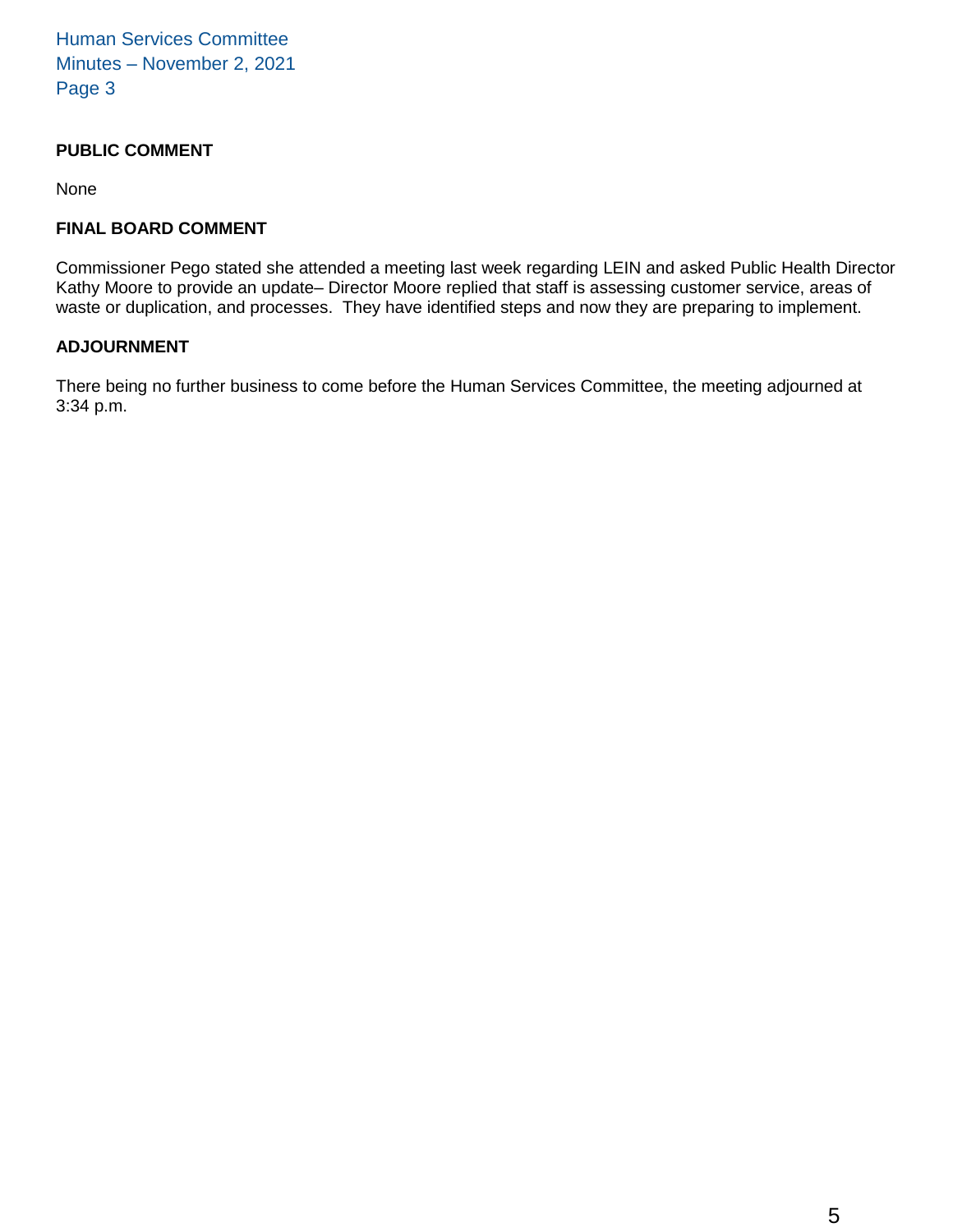**PUBLIC COMMENT**

None

**FINAL BOARD COMMENT**

Commissioner Pego stated she attended a meeting last week regarding LEIN and asked Public Health Director Kathy Moore to provide an update– Director Moore replied that staff is assessing customer service, areas of waste or duplication, and processes. They have identified steps and now they are preparing to implement.

**ADJOURNMENT**

There being no further business to come before the Human Services Committee, the meeting adjourned at 3:34 p.m.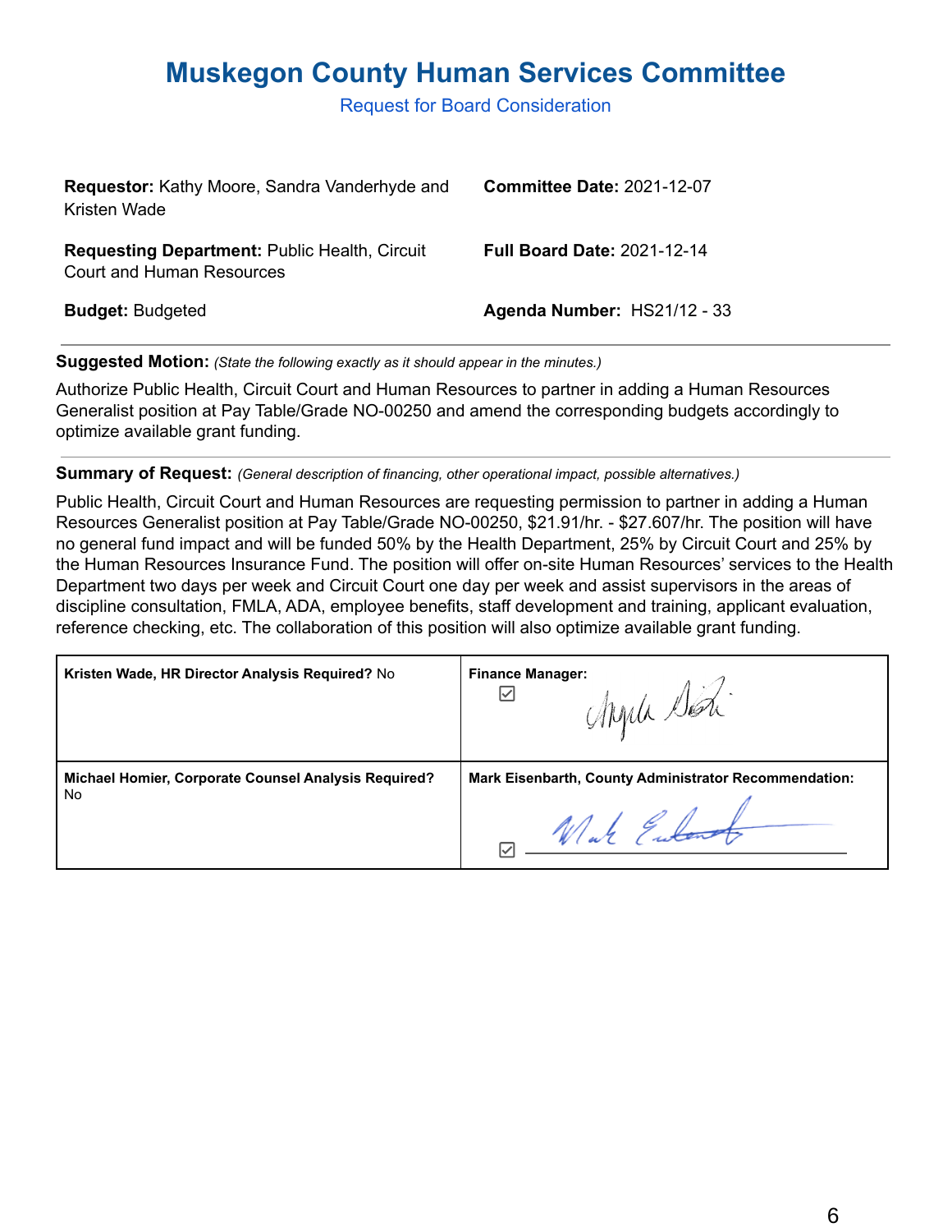# Muskegon County Human Services Committee

Request for Board Consideration

| | |
|---|---|
| **Requestor:** Kathy Moore, Sandra Vanderhyde and Kristen Wade | **Committee Date:** 2021-12-07 |
| **Requesting Department:** Public Health, Circuit Court and Human Resources | **Full Board Date:** 2021-12-14 |
| **Budget:** Budgeted | **Agenda Number:** HS21/12 - 33 |

**Suggested Motion:** *(State the following exactly as it should appear in the minutes.)*

Authorize Public Health, Circuit Court and Human Resources to partner in adding a Human Resources Generalist position at Pay Table/Grade NO-00250 and amend the corresponding budgets accordingly to optimize available grant funding.

**Summary of Request:** *(General description of financing, other operational impact, possible alternatives.)*

Public Health, Circuit Court and Human Resources are requesting permission to partner in adding a Human Resources Generalist position at Pay Table/Grade NO-00250, $21.91/hr. - $27.607/hr. The position will have no general fund impact and will be funded 50% by the Health Department, 25% by Circuit Court and 25% by the Human Resources Insurance Fund. The position will offer on-site Human Resources' services to the Health Department two days per week and Circuit Court one day per week and assist supervisors in the areas of discipline consultation, FMLA, ADA, employee benefits, staff development and training, applicant evaluation, reference checking, etc. The collaboration of this position will also optimize available grant funding.

| | |
|---|---|
| **Kristen Wade, HR Director Analysis Required?** No | **Finance Manager:** ☑ |
| **Michael Homier, Corporate Counsel Analysis Required?** No | **Mark Eisenbarth, County Administrator Recommendation:** ☑ |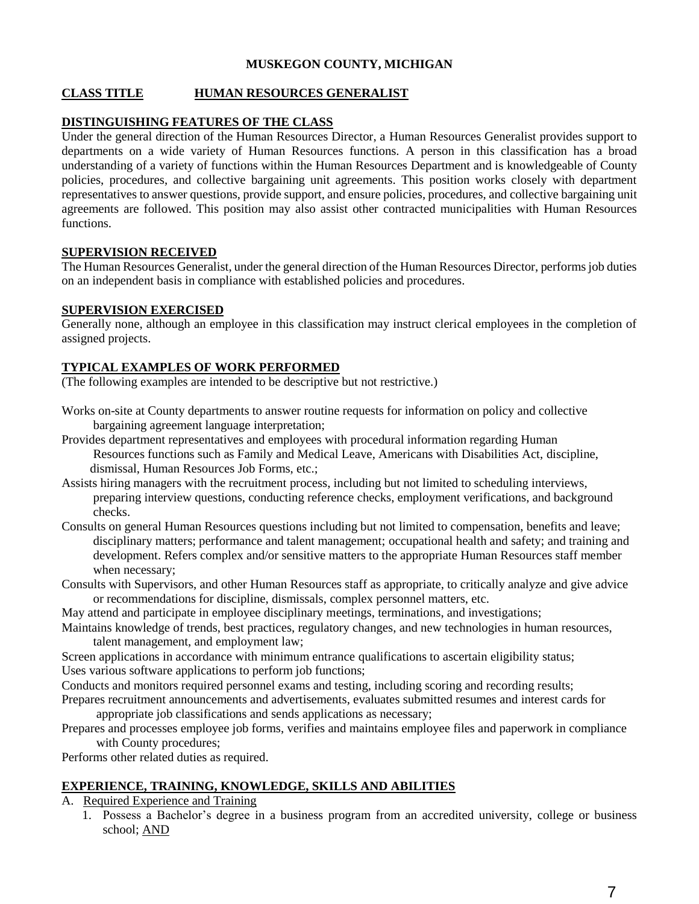**MUSKEGON COUNTY, MICHIGAN**

**CLASS TITLE HUMAN RESOURCES GENERALIST**

## DISTINGUISHING FEATURES OF THE CLASS

Under the general direction of the Human Resources Director, a Human Resources Generalist provides support to departments on a wide variety of Human Resources functions. A person in this classification has a broad understanding of a variety of functions within the Human Resources Department and is knowledgeable of County policies, procedures, and collective bargaining unit agreements. This position works closely with department representatives to answer questions, provide support, and ensure policies, procedures, and collective bargaining unit agreements are followed. This position may also assist other contracted municipalities with Human Resources functions.

## SUPERVISION RECEIVED

The Human Resources Generalist, under the general direction of the Human Resources Director, performs job duties on an independent basis in compliance with established policies and procedures.

## SUPERVISION EXERCISED

Generally none, although an employee in this classification may instruct clerical employees in the completion of assigned projects.

## TYPICAL EXAMPLES OF WORK PERFORMED

(The following examples are intended to be descriptive but not restrictive.)

Works on-site at County departments to answer routine requests for information on policy and collective bargaining agreement language interpretation;

Provides department representatives and employees with procedural information regarding Human Resources functions such as Family and Medical Leave, Americans with Disabilities Act, discipline, dismissal, Human Resources Job Forms, etc.;

Assists hiring managers with the recruitment process, including but not limited to scheduling interviews, preparing interview questions, conducting reference checks, employment verifications, and background checks.

Consults on general Human Resources questions including but not limited to compensation, benefits and leave; disciplinary matters; performance and talent management; occupational health and safety; and training and development. Refers complex and/or sensitive matters to the appropriate Human Resources staff member when necessary;

Consults with Supervisors, and other Human Resources staff as appropriate, to critically analyze and give advice or recommendations for discipline, dismissals, complex personnel matters, etc.

May attend and participate in employee disciplinary meetings, terminations, and investigations;

Maintains knowledge of trends, best practices, regulatory changes, and new technologies in human resources, talent management, and employment law;

Screen applications in accordance with minimum entrance qualifications to ascertain eligibility status;

Uses various software applications to perform job functions;

Conducts and monitors required personnel exams and testing, including scoring and recording results;

Prepares recruitment announcements and advertisements, evaluates submitted resumes and interest cards for appropriate job classifications and sends applications as necessary;

Prepares and processes employee job forms, verifies and maintains employee files and paperwork in compliance with County procedures;

Performs other related duties as required.

## EXPERIENCE, TRAINING, KNOWLEDGE, SKILLS AND ABILITIES

A. Required Experience and Training

1. Possess a Bachelor's degree in a business program from an accredited university, college or business school; AND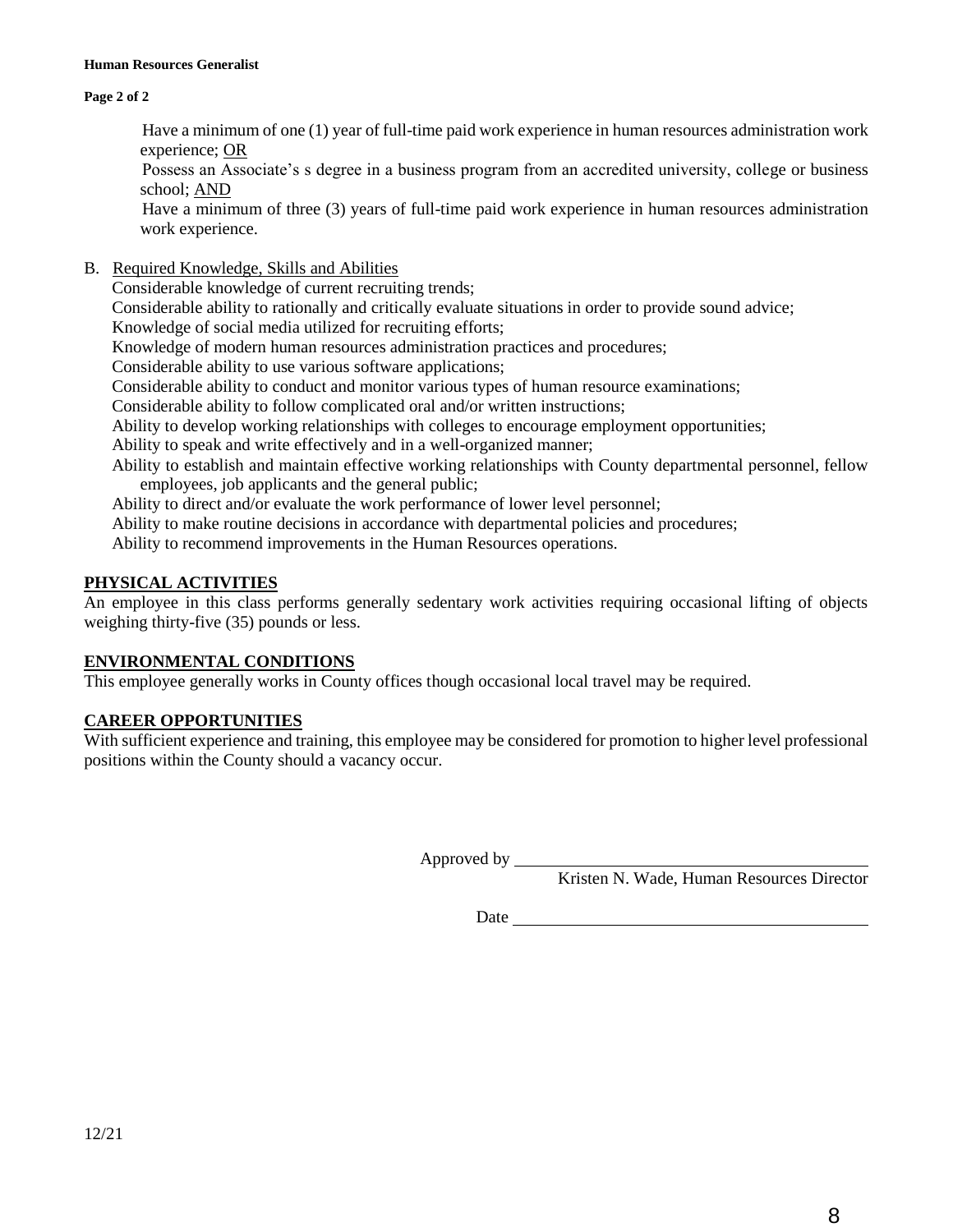Have a minimum of one (1) year of full-time paid work experience in human resources administration work experience; OR

Possess an Associate's s degree in a business program from an accredited university, college or business school; AND

Have a minimum of three (3) years of full-time paid work experience in human resources administration work experience.

B. Required Knowledge, Skills and Abilities

Considerable knowledge of current recruiting trends;
Considerable ability to rationally and critically evaluate situations in order to provide sound advice;
Knowledge of social media utilized for recruiting efforts;
Knowledge of modern human resources administration practices and procedures;
Considerable ability to use various software applications;
Considerable ability to conduct and monitor various types of human resource examinations;
Considerable ability to follow complicated oral and/or written instructions;
Ability to develop working relationships with colleges to encourage employment opportunities;
Ability to speak and write effectively and in a well-organized manner;
Ability to establish and maintain effective working relationships with County departmental personnel, fellow employees, job applicants and the general public;
Ability to direct and/or evaluate the work performance of lower level personnel;
Ability to make routine decisions in accordance with departmental policies and procedures;
Ability to recommend improvements in the Human Resources operations.

## PHYSICAL ACTIVITIES

An employee in this class performs generally sedentary work activities requiring occasional lifting of objects weighing thirty-five (35) pounds or less.

## ENVIRONMENTAL CONDITIONS

This employee generally works in County offices though occasional local travel may be required.

## CAREER OPPORTUNITIES

With sufficient experience and training, this employee may be considered for promotion to higher level professional positions within the County should a vacancy occur.

Approved by \_\_\_\_\_\_\_\_\_\_\_\_\_\_\_\_\_\_\_\_\_\_\_\_\_\_\_\_\_\_\_\_\_\_\_\_\_\_\_\_

Kristen N. Wade, Human Resources Director

Date \_\_\_\_\_\_\_\_\_\_\_\_\_\_\_\_\_\_\_\_\_\_\_\_\_\_\_\_\_\_\_\_\_\_\_\_\_\_\_\_

12/21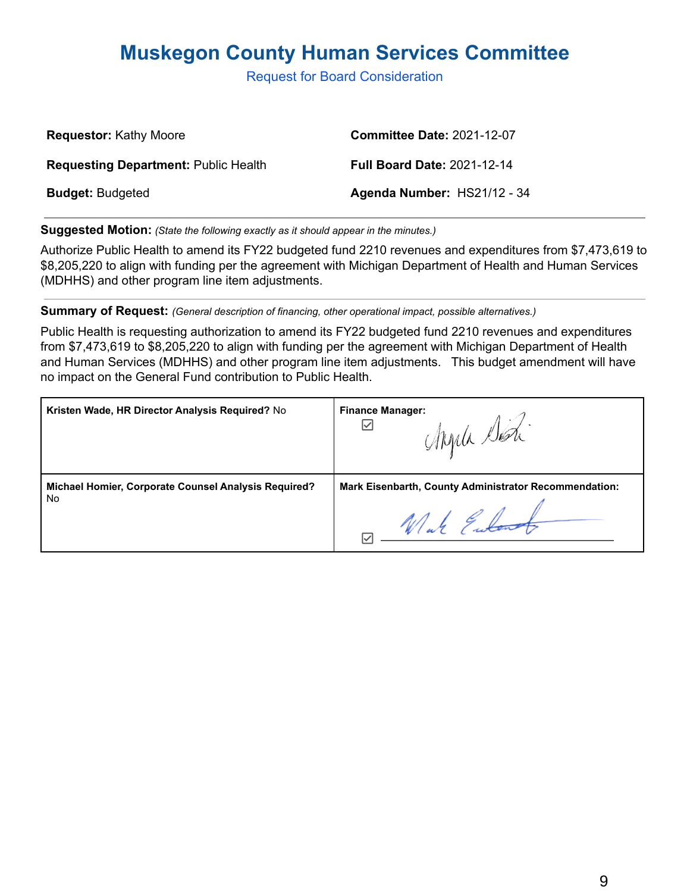# Muskegon County Human Services Committee

Request for Board Consideration

| | |
|---|---|
| **Requestor:** Kathy Moore | **Committee Date:** 2021-12-07 |
| **Requesting Department:** Public Health | **Full Board Date:** 2021-12-14 |
| **Budget:** Budgeted | **Agenda Number:** HS21/12 - 34 |

**Suggested Motion:** *(State the following exactly as it should appear in the minutes.)*

Authorize Public Health to amend its FY22 budgeted fund 2210 revenues and expenditures from $7,473,619 to $8,205,220 to align with funding per the agreement with Michigan Department of Health and Human Services (MDHHS) and other program line item adjustments.

**Summary of Request:** *(General description of financing, other operational impact, possible alternatives.)*

Public Health is requesting authorization to amend its FY22 budgeted fund 2210 revenues and expenditures from $7,473,619 to $8,205,220 to align with funding per the agreement with Michigan Department of Health and Human Services (MDHHS) and other program line item adjustments. This budget amendment will have no impact on the General Fund contribution to Public Health.

| | |
|---|---|
| **Kristen Wade, HR Director Analysis Required?** No | **Finance Manager:** ☑ [signature] |
| **Michael Homier, Corporate Counsel Analysis Required?** No | **Mark Eisenbarth, County Administrator Recommendation:** ☑ [signature] |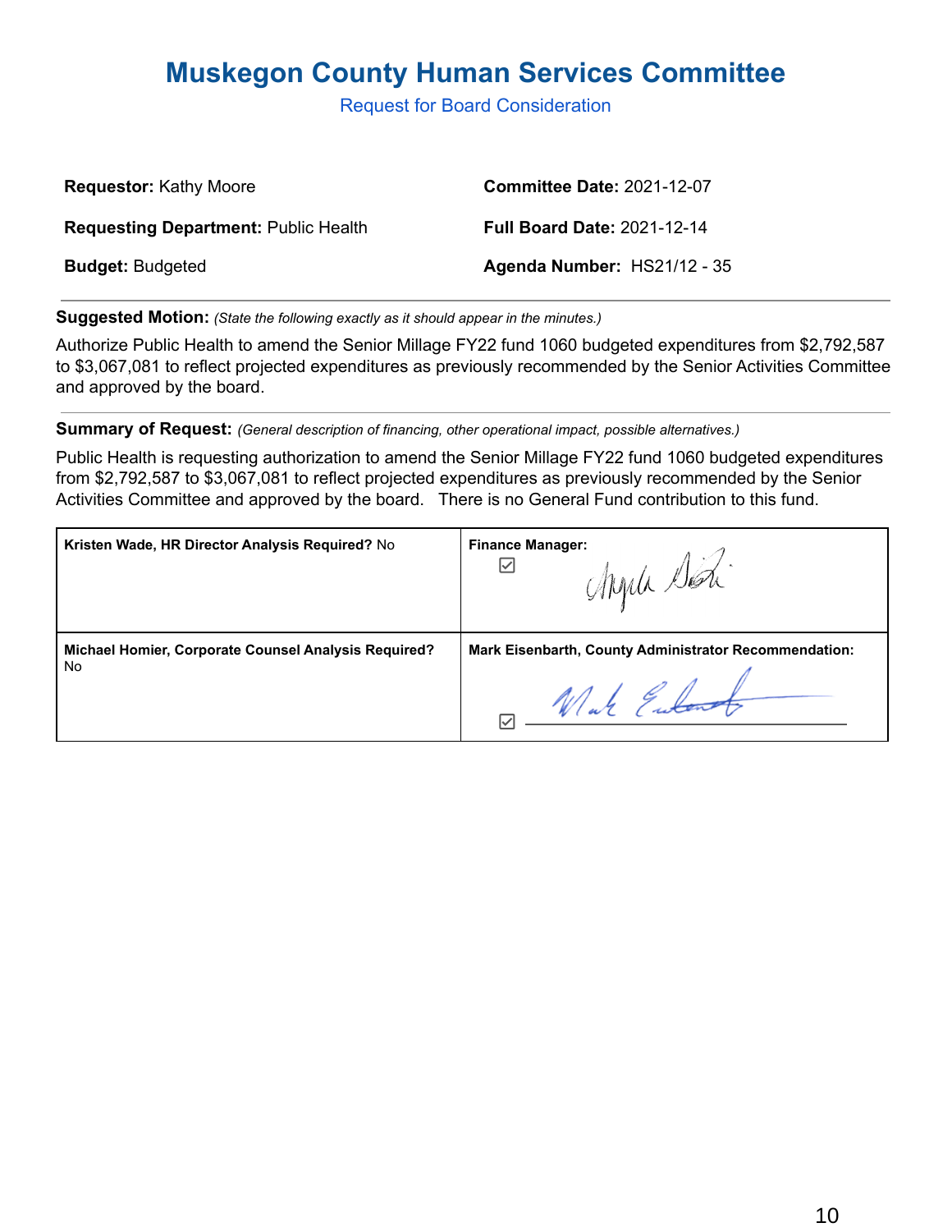# Muskegon County Human Services Committee

Request for Board Consideration

| | |
|---|---|
| **Requestor:** Kathy Moore | **Committee Date:** 2021-12-07 |
| **Requesting Department:** Public Health | **Full Board Date:** 2021-12-14 |
| **Budget:** Budgeted | **Agenda Number:** HS21/12 - 35 |

**Suggested Motion:** *(State the following exactly as it should appear in the minutes.)*

Authorize Public Health to amend the Senior Millage FY22 fund 1060 budgeted expenditures from $2,792,587 to $3,067,081 to reflect projected expenditures as previously recommended by the Senior Activities Committee and approved by the board.

**Summary of Request:** *(General description of financing, other operational impact, possible alternatives.)*

Public Health is requesting authorization to amend the Senior Millage FY22 fund 1060 budgeted expenditures from $2,792,587 to $3,067,081 to reflect projected expenditures as previously recommended by the Senior Activities Committee and approved by the board. There is no General Fund contribution to this fund.

| | |
|---|---|
| **Kristen Wade, HR Director Analysis Required?** No | **Finance Manager:** ☑ |
| **Michael Homier, Corporate Counsel Analysis Required?** No | **Mark Eisenbarth, County Administrator Recommendation:** ☑ |